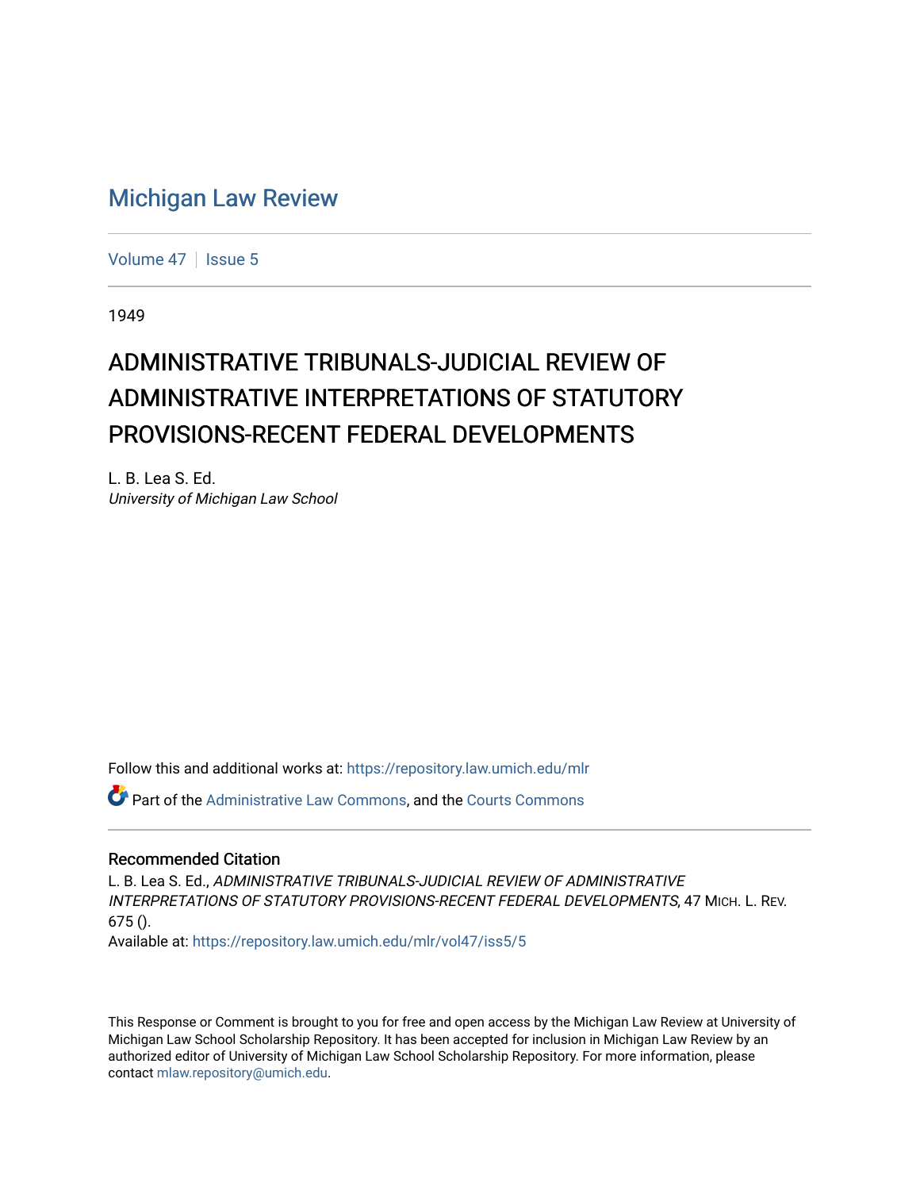# Michigan Law Review

Volume 47 | Issue 5

1949

## ADMINISTRATIVE TRIBUNALS-JUDICIAL REVIEW OF ADMINISTRATIVE INTERPRETATIONS OF STATUTORY PROVISIONS-RECENT FEDERAL DEVELOPMENTS

L. B. Lea S. Ed.
*University of Michigan Law School*

Follow this and additional works at: https://repository.law.umich.edu/mlr

Part of the Administrative Law Commons, and the Courts Commons

### Recommended Citation

L. B. Lea S. Ed., *ADMINISTRATIVE TRIBUNALS-JUDICIAL REVIEW OF ADMINISTRATIVE INTERPRETATIONS OF STATUTORY PROVISIONS-RECENT FEDERAL DEVELOPMENTS*, 47 MICH. L. REV. 675 ().
Available at: https://repository.law.umich.edu/mlr/vol47/iss5/5

This Response or Comment is brought to you for free and open access by the Michigan Law Review at University of Michigan Law School Scholarship Repository. It has been accepted for inclusion in Michigan Law Review by an authorized editor of University of Michigan Law School Scholarship Repository. For more information, please contact mlaw.repository@umich.edu.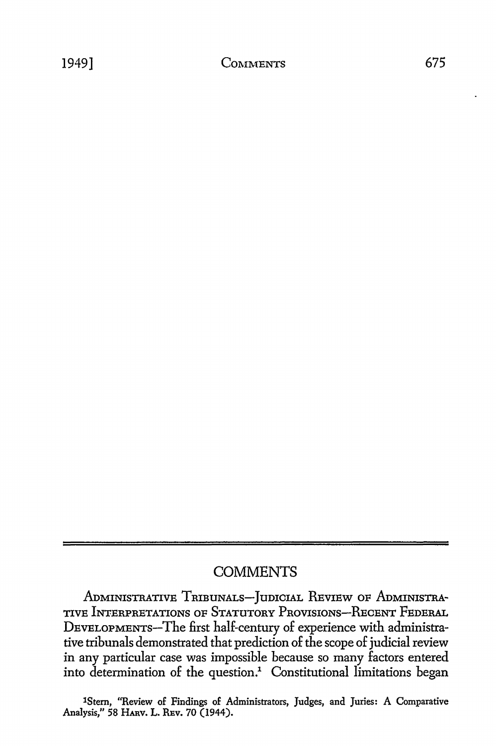# COMMENTS

ADMINISTRATIVE TRIBUNALS—JUDICIAL REVIEW OF ADMINISTRATIVE INTERPRETATIONS OF STATUTORY PROVISIONS—RECENT FEDERAL DEVELOPMENTS—The first half-century of experience with administrative tribunals demonstrated that prediction of the scope of judicial review in any particular case was impossible because so many factors entered into determination of the question.[1] Constitutional limitations began

[1] Stern, "Review of Findings of Administrators, Judges, and Juries: A Comparative Analysis," 58 HARV. L. REV. 70 (1944).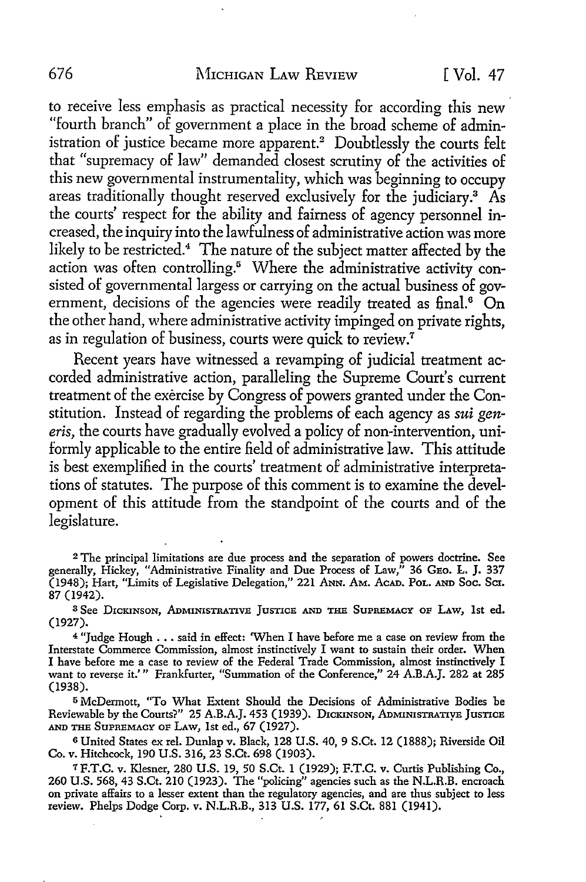to receive less emphasis as practical necessity for according this new "fourth branch" of government a place in the broad scheme of administration of justice became more apparent.[2] Doubtlessly the courts felt that "supremacy of law" demanded closest scrutiny of the activities of this new governmental instrumentality, which was beginning to occupy areas traditionally thought reserved exclusively for the judiciary.[3] As the courts' respect for the ability and fairness of agency personnel increased, the inquiry into the lawfulness of administrative action was more likely to be restricted.[4] The nature of the subject matter affected by the action was often controlling.[5] Where the administrative activity consisted of governmental largess or carrying on the actual business of government, decisions of the agencies were readily treated as final.[6] On the other hand, where administrative activity impinged on private rights, as in regulation of business, courts were quick to review.[7]

Recent years have witnessed a revamping of judicial treatment accorded administrative action, paralleling the Supreme Court's current treatment of the exercise by Congress of powers granted under the Constitution. Instead of regarding the problems of each agency as *sui generis*, the courts have gradually evolved a policy of non-intervention, uniformly applicable to the entire field of administrative law. This attitude is best exemplified in the courts' treatment of administrative interpretations of statutes. The purpose of this comment is to examine the development of this attitude from the standpoint of the courts and of the legislature.

---

[2] The principal limitations are due process and the separation of powers doctrine. See generally, Hickey, "Administrative Finality and Due Process of Law," 36 GEO. L. J. 337 (1948); Hart, "Limits of Legislative Delegation," 221 ANN. AM. ACAD. POL. AND SOC. SCI. 87 (1942).

[3] See DICKINSON, ADMINISTRATIVE JUSTICE AND THE SUPREMACY OF LAW, 1st ed. (1927).

[4] "Judge Hough . . . said in effect: 'When I have before me a case on review from the Interstate Commerce Commission, almost instinctively I want to sustain their order. When I have before me a case to review of the Federal Trade Commission, almost instinctively I want to reverse it.'" Frankfurter, "Summation of the Conference," 24 A.B.A.J. 282 at 285 (1938).

[5] McDermott, "To What Extent Should the Decisions of Administrative Bodies be Reviewable by the Courts?" 25 A.B.A.J. 453 (1939). DICKINSON, ADMINISTRATIVE JUSTICE AND THE SUPREMACY OF LAW, 1st ed., 67 (1927).

[6] United States ex rel. Dunlap v. Black, 128 U.S. 40, 9 S.Ct. 12 (1888); Riverside Oil Co. v. Hitchcock, 190 U.S. 316, 23 S.Ct. 698 (1903).

[7] F.T.C. v. Klesner, 280 U.S. 19, 50 S.Ct. 1 (1929); F.T.C. v. Curtis Publishing Co., 260 U.S. 568, 43 S.Ct. 210 (1923). The "policing" agencies such as the N.L.R.B. encroach on private affairs to a lesser extent than the regulatory agencies, and are thus subject to less review. Phelps Dodge Corp. v. N.L.R.B., 313 U.S. 177, 61 S.Ct. 881 (1941).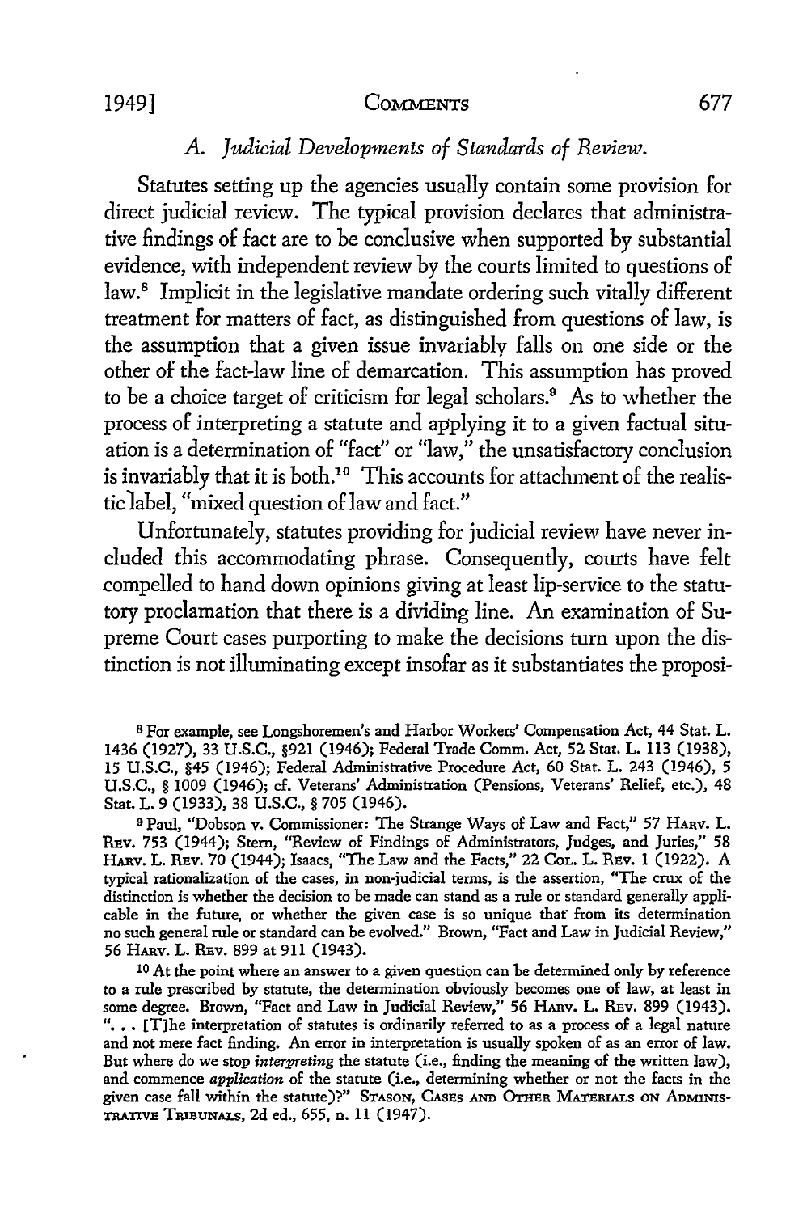### A. *Judicial Developments of Standards of Review.*

Statutes setting up the agencies usually contain some provision for direct judicial review. The typical provision declares that administrative findings of fact are to be conclusive when supported by substantial evidence, with independent review by the courts limited to questions of law.[8] Implicit in the legislative mandate ordering such vitally different treatment for matters of fact, as distinguished from questions of law, is the assumption that a given issue invariably falls on one side or the other of the fact-law line of demarcation. This assumption has proved to be a choice target of criticism for legal scholars.[9] As to whether the process of interpreting a statute and applying it to a given factual situation is a determination of "fact" or "law," the unsatisfactory conclusion is invariably that it is both.[10] This accounts for attachment of the realistic label, "mixed question of law and fact."

Unfortunately, statutes providing for judicial review have never included this accommodating phrase. Consequently, courts have felt compelled to hand down opinions giving at least lip-service to the statutory proclamation that there is a dividing line. An examination of Supreme Court cases purporting to make the decisions turn upon the distinction is not illuminating except insofar as it substantiates the proposi-

---

[8] For example, see Longshoremen's and Harbor Workers' Compensation Act, 44 Stat. L. 1436 (1927), 33 U.S.C., §921 (1946); Federal Trade Comm. Act, 52 Stat. L. 113 (1938), 15 U.S.C., §45 (1946); Federal Administrative Procedure Act, 60 Stat. L. 243 (1946), 5 U.S.C., § 1009 (1946); cf. Veterans' Administration (Pensions, Veterans' Relief, etc.), 48 Stat. L. 9 (1933), 38 U.S.C., § 705 (1946).

[9] Paul, "Dobson v. Commissioner: The Strange Ways of Law and Fact," 57 Harv. L. Rev. 753 (1944); Stern, "Review of Findings of Administrators, Judges, and Juries," 58 Harv. L. Rev. 70 (1944); Isaacs, "The Law and the Facts," 22 Col. L. Rev. 1 (1922). A typical rationalization of the cases, in non-judicial terms, is the assertion, "The crux of the distinction is whether the decision to be made can stand as a rule or standard generally applicable in the future, or whether the given case is so unique that from its determination no such general rule or standard can be evolved." Brown, "Fact and Law in Judicial Review," 56 Harv. L. Rev. 899 at 911 (1943).

[10] At the point where an answer to a given question can be determined only by reference to a rule prescribed by statute, the determination obviously becomes one of law, at least in some degree. Brown, "Fact and Law in Judicial Review," 56 Harv. L. Rev. 899 (1943). ". . . [T]he interpretation of statutes is ordinarily referred to as a process of a legal nature and not mere fact finding. An error in interpretation is usually spoken of as an error of law. But where do we stop *interpreting* the statute (i.e., finding the meaning of the written law), and commence *application* of the statute (i.e., determining whether or not the facts in the given case fall within the statute)?" Stason, Cases and Other Materials on Administrative Tribunals, 2d ed., 655, n. 11 (1947).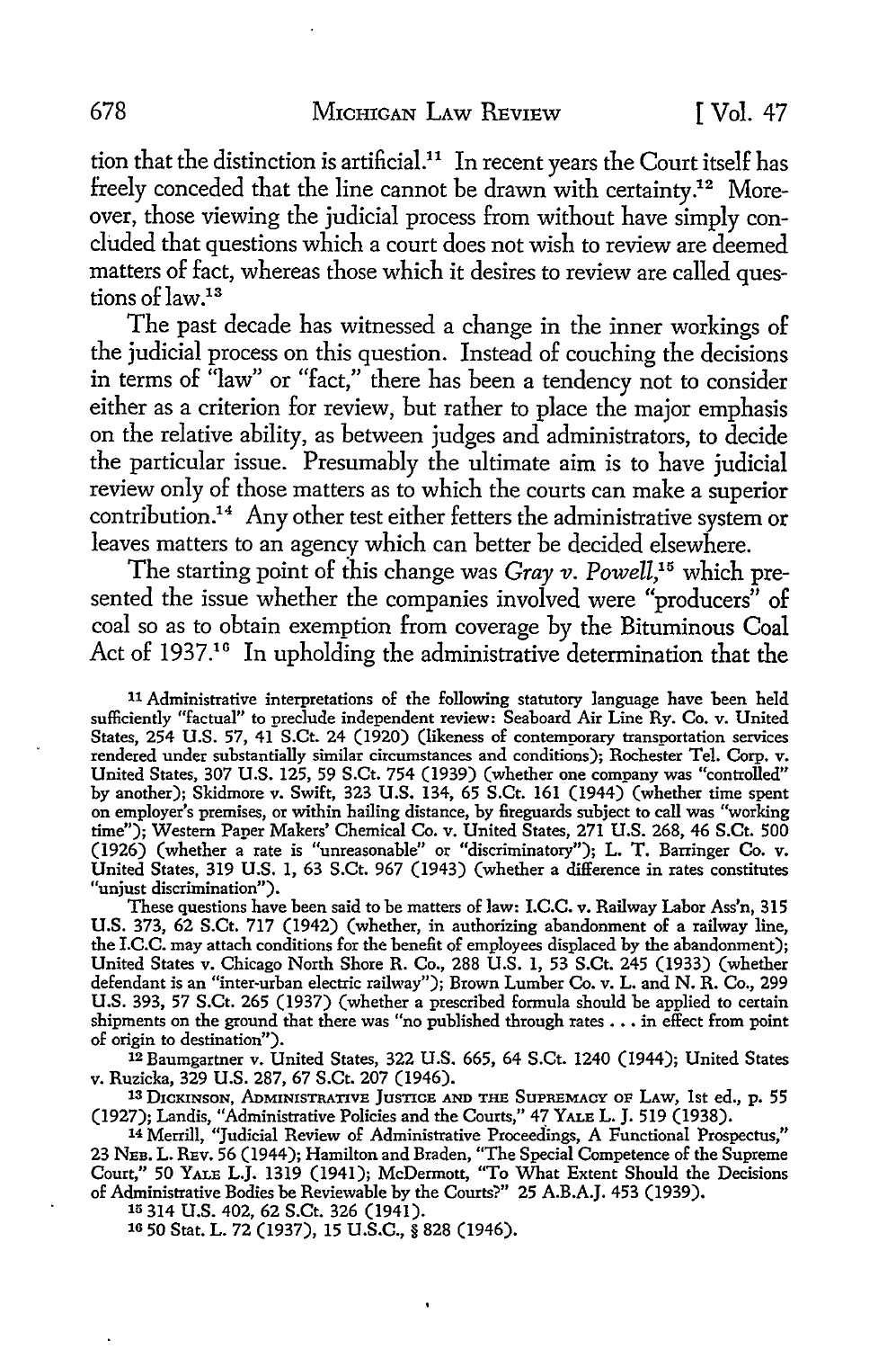tion that the distinction is artificial.[11] In recent years the Court itself has freely conceded that the line cannot be drawn with certainty.[12] Moreover, those viewing the judicial process from without have simply concluded that questions which a court does not wish to review are deemed matters of fact, whereas those which it desires to review are called questions of law.[13]

The past decade has witnessed a change in the inner workings of the judicial process on this question. Instead of couching the decisions in terms of "law" or "fact," there has been a tendency not to consider either as a criterion for review, but rather to place the major emphasis on the relative ability, as between judges and administrators, to decide the particular issue. Presumably the ultimate aim is to have judicial review only of those matters as to which the courts can make a superior contribution.[14] Any other test either fetters the administrative system or leaves matters to an agency which can better be decided elsewhere.

The starting point of this change was *Gray v. Powell*,[15] which presented the issue whether the companies involved were "producers" of coal so as to obtain exemption from coverage by the Bituminous Coal Act of 1937.[16] In upholding the administrative determination that the

---

[11] Administrative interpretations of the following statutory language have been held sufficiently "factual" to preclude independent review: Seaboard Air Line Ry. Co. v. United States, 254 U.S. 57, 41 S.Ct. 24 (1920) (likeness of contemporary transportation services rendered under substantially similar circumstances and conditions); Rochester Tel. Corp. v. United States, 307 U.S. 125, 59 S.Ct. 754 (1939) (whether one company was "controlled" by another); Skidmore v. Swift, 323 U.S. 134, 65 S.Ct. 161 (1944) (whether time spent on employer's premises, or within hailing distance, by fireguards subject to call was "working time"); Western Paper Makers' Chemical Co. v. United States, 271 U.S. 268, 46 S.Ct. 500 (1926) (whether a rate is "unreasonable" or "discriminatory"); L. T. Barringer Co. v. United States, 319 U.S. 1, 63 S.Ct. 967 (1943) (whether a difference in rates constitutes "unjust discrimination").

These questions have been said to be matters of law: I.C.C. v. Railway Labor Ass'n, 315 U.S. 373, 62 S.Ct. 717 (1942) (whether, in authorizing abandonment of a railway line, the I.C.C. may attach conditions for the benefit of employees displaced by the abandonment); United States v. Chicago North Shore R. Co., 288 U.S. 1, 53 S.Ct. 245 (1933) (whether defendant is an "inter-urban electric railway"); Brown Lumber Co. v. L. and N. R. Co., 299 U.S. 393, 57 S.Ct. 265 (1937) (whether a prescribed formula should be applied to certain shipments on the ground that there was "no published through rates . . . in effect from point of origin to destination").

[12] Baumgartner v. United States, 322 U.S. 665, 64 S.Ct. 1240 (1944); United States v. Ruzicka, 329 U.S. 287, 67 S.Ct. 207 (1946).

[13] DICKINSON, ADMINISTRATIVE JUSTICE AND THE SUPREMACY OF LAW, 1st ed., p. 55 (1927); Landis, "Administrative Policies and the Courts," 47 YALE L. J. 519 (1938).

[14] Merrill, "Judicial Review of Administrative Proceedings, A Functional Prospectus," 23 NEB. L. REV. 56 (1944); Hamilton and Braden, "The Special Competence of the Supreme Court," 50 YALE L.J. 1319 (1941); McDermott, "To What Extent Should the Decisions of Administrative Bodies be Reviewable by the Courts?" 25 A.B.A.J. 453 (1939).

[15] 314 U.S. 402, 62 S.Ct. 326 (1941).

[16] 50 Stat. L. 72 (1937), 15 U.S.C., § 828 (1946).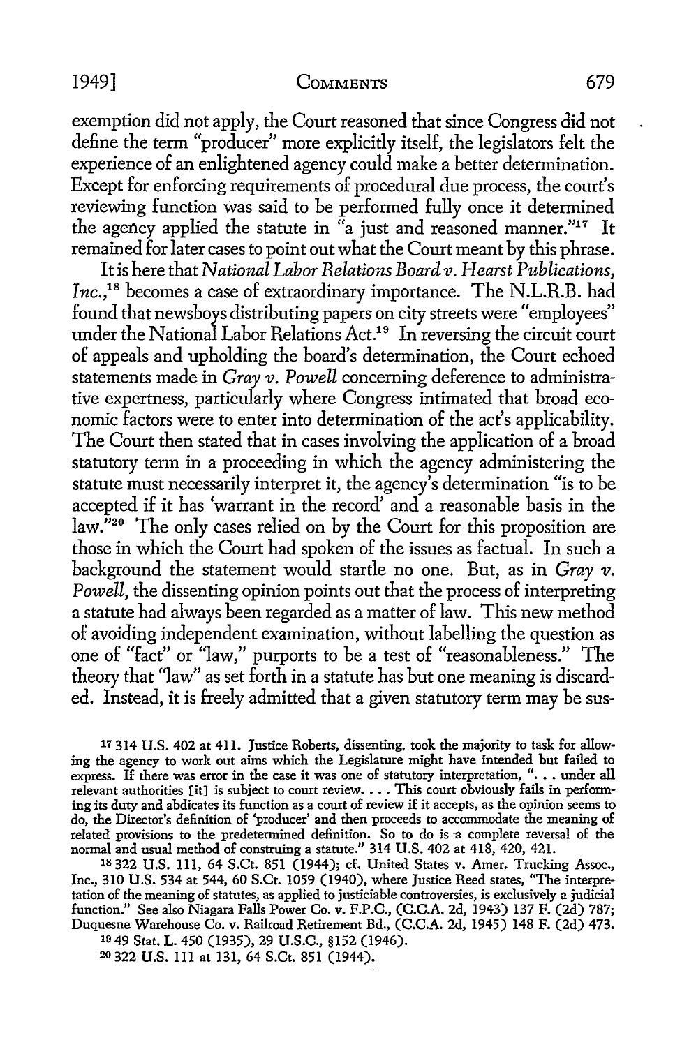exemption did not apply, the Court reasoned that since Congress did not define the term "producer" more explicitly itself, the legislators felt the experience of an enlightened agency could make a better determination. Except for enforcing requirements of procedural due process, the court's reviewing function was said to be performed fully once it determined the agency applied the statute in "a just and reasoned manner."[17] It remained for later cases to point out what the Court meant by this phrase.

It is here that *National Labor Relations Board v. Hearst Publications, Inc.*,[18] becomes a case of extraordinary importance. The N.L.R.B. had found that newsboys distributing papers on city streets were "employees" under the National Labor Relations Act.[19] In reversing the circuit court of appeals and upholding the board's determination, the Court echoed statements made in *Gray v. Powell* concerning deference to administrative expertness, particularly where Congress intimated that broad economic factors were to enter into determination of the act's applicability. The Court then stated that in cases involving the application of a broad statutory term in a proceeding in which the agency administering the statute must necessarily interpret it, the agency's determination "is to be accepted if it has 'warrant in the record' and a reasonable basis in the law."[20] The only cases relied on by the Court for this proposition are those in which the Court had spoken of the issues as factual. In such a background the statement would startle no one. But, as in *Gray v. Powell*, the dissenting opinion points out that the process of interpreting a statute had always been regarded as a matter of law. This new method of avoiding independent examination, without labelling the question as one of "fact" or "law," purports to be a test of "reasonableness." The theory that "law" as set forth in a statute has but one meaning is discarded. Instead, it is freely admitted that a given statutory term may be sus-

[17] 314 U.S. 402 at 411. Justice Roberts, dissenting, took the majority to task for allowing the agency to work out aims which the Legislature might have intended but failed to express. If there was error in the case it was one of statutory interpretation, ". . . under all relevant authorities [it] is subject to court review. . . . This court obviously fails in performing its duty and abdicates its function as a court of review if it accepts, as the opinion seems to do, the Director's definition of 'producer' and then proceeds to accommodate the meaning of related provisions to the predetermined definition. So to do is a complete reversal of the normal and usual method of construing a statute." 314 U.S. 402 at 418, 420, 421.

[18] 322 U.S. 111, 64 S.Ct. 851 (1944); cf. United States v. Amer. Trucking Assoc., Inc., 310 U.S. 534 at 544, 60 S.Ct. 1059 (1940), where Justice Reed states, "The interpretation of the meaning of statutes, as applied to justiciable controversies, is exclusively a judicial function." See also Niagara Falls Power Co. v. F.P.C., (C.C.A. 2d, 1943) 137 F. (2d) 787; Duquesne Warehouse Co. v. Railroad Retirement Bd., (C.C.A. 2d, 1945) 148 F. (2d) 473.

[19] 49 Stat. L. 450 (1935), 29 U.S.C., §152 (1946).

[20] 322 U.S. 111 at 131, 64 S.Ct. 851 (1944).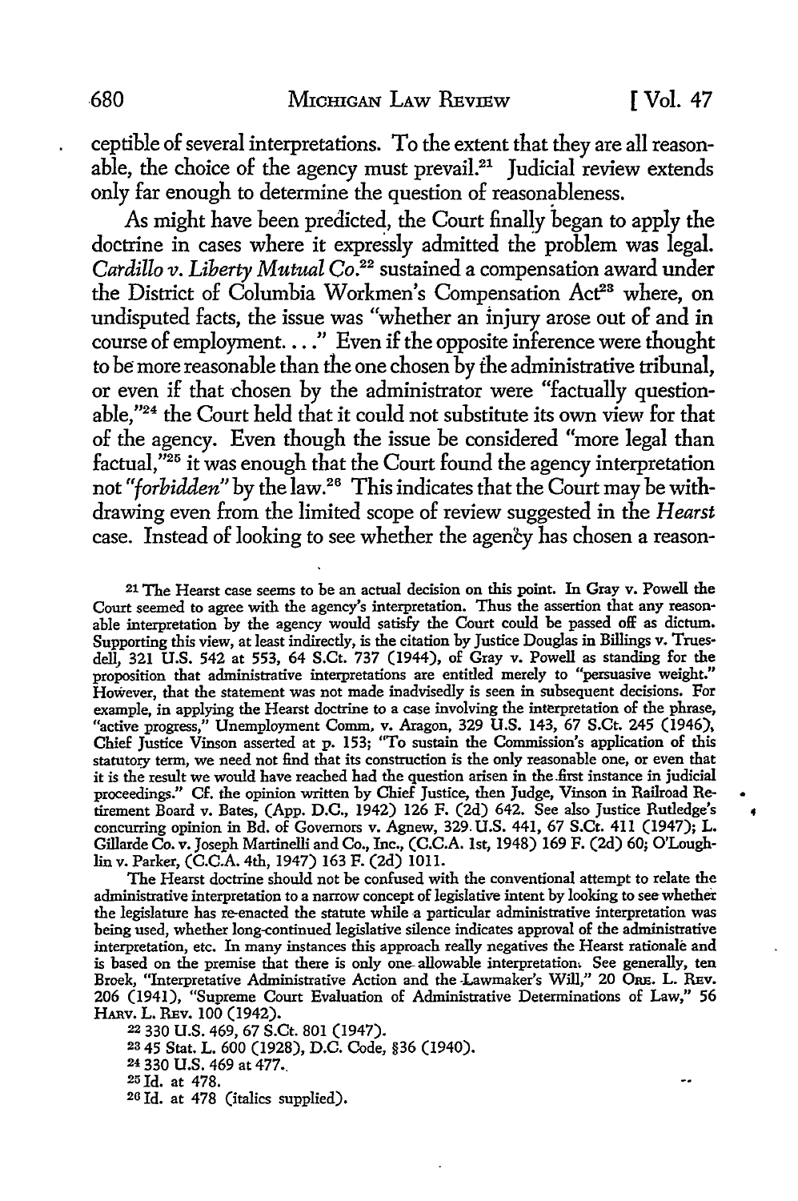ceptible of several interpretations. To the extent that they are all reasonable, the choice of the agency must prevail.[21] Judicial review extends only far enough to determine the question of reasonableness.

As might have been predicted, the Court finally began to apply the doctrine in cases where it expressly admitted the problem was legal. *Cardillo v. Liberty Mutual Co.*[22] sustained a compensation award under the District of Columbia Workmen's Compensation Act[23] where, on undisputed facts, the issue was "whether an injury arose out of and in course of employment. . . ." Even if the opposite inference were thought to be more reasonable than the one chosen by the administrative tribunal, or even if that chosen by the administrator were "factually questionable,"[24] the Court held that it could not substitute its own view for that of the agency. Even though the issue be considered "more legal than factual,"[25] it was enough that the Court found the agency interpretation not *"forbidden"* by the law.[26] This indicates that the Court may be withdrawing even from the limited scope of review suggested in the *Hearst* case. Instead of looking to see whether the agency has chosen a reason-

---

[21] The Hearst case seems to be an actual decision on this point. In Gray v. Powell the Court seemed to agree with the agency's interpretation. Thus the assertion that any reasonable interpretation by the agency would satisfy the Court could be passed off as dictum. Supporting this view, at least indirectly, is the citation by Justice Douglas in Billings v. Truesdell, 321 U.S. 542 at 553, 64 S.Ct. 737 (1944), of Gray v. Powell as standing for the proposition that administrative interpretations are entitled merely to "persuasive weight." However, that the statement was not made inadvisedly is seen in subsequent decisions. For example, in applying the Hearst doctrine to a case involving the interpretation of the phrase, "active progress," Unemployment Comm. v. Aragon, 329 U.S. 143, 67 S.Ct. 245 (1946), Chief Justice Vinson asserted at p. 153; "To sustain the Commission's application of this statutory term, we need not find that its construction is the only reasonable one, or even that it is the result we would have reached had the question arisen in the first instance in judicial proceedings." Cf. the opinion written by Chief Justice, then Judge, Vinson in Railroad Retirement Board v. Bates, (App. D.C., 1942) 126 F. (2d) 642. See also Justice Rutledge's concurring opinion in Bd. of Governors v. Agnew, 329 U.S. 441, 67 S.Ct. 411 (1947); L. Gillarde Co. v. Joseph Martinelli and Co., Inc., (C.C.A. 1st, 1948) 169 F. (2d) 60; O'Loughlin v. Parker, (C.C.A. 4th, 1947) 163 F. (2d) 1011.

The Hearst doctrine should not be confused with the conventional attempt to relate the administrative interpretation to a narrow concept of legislative intent by looking to see whether the legislature has re-enacted the statute while a particular administrative interpretation was being used, whether long-continued legislative silence indicates approval of the administrative interpretation, etc. In many instances this approach really negatives the Hearst rationale and is based on the premise that there is only one allowable interpretation. See generally, ten Broek, "Interpretative Administrative Action and the Lawmaker's Will," 20 ORE. L. REV. 206 (1941), "Supreme Court Evaluation of Administrative Determinations of Law," 56 HARV. L. REV. 100 (1942).

[22] 330 U.S. 469, 67 S.Ct. 801 (1947).

[23] 45 Stat. L. 600 (1928), D.C. Code, §36 (1940).

[24] 330 U.S. 469 at 477.

[25] Id. at 478.

[26] Id. at 478 (italics supplied).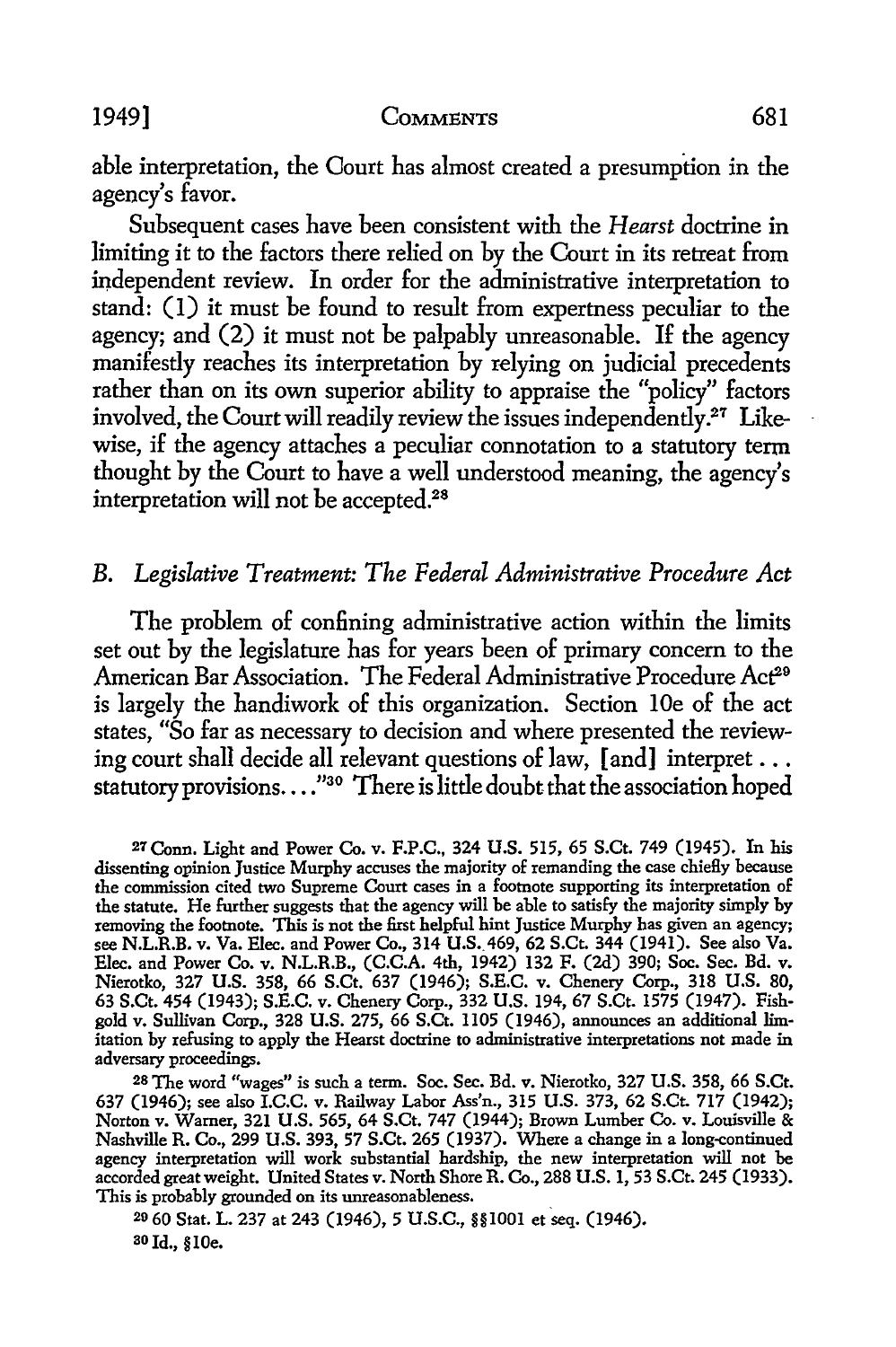able interpretation, the Court has almost created a presumption in the agency's favor.

Subsequent cases have been consistent with the *Hearst* doctrine in limiting it to the factors there relied on by the Court in its retreat from independent review. In order for the administrative interpretation to stand: (1) it must be found to result from expertness peculiar to the agency; and (2) it must not be palpably unreasonable. If the agency manifestly reaches its interpretation by relying on judicial precedents rather than on its own superior ability to appraise the "policy" factors involved, the Court will readily review the issues independently.[27] Likewise, if the agency attaches a peculiar connotation to a statutory term thought by the Court to have a well understood meaning, the agency's interpretation will not be accepted.[28]

### *B. Legislative Treatment: The Federal Administrative Procedure Act*

The problem of confining administrative action within the limits set out by the legislature has for years been of primary concern to the American Bar Association. The Federal Administrative Procedure Act[29] is largely the handiwork of this organization. Section 10e of the act states, "So far as necessary to decision and where presented the reviewing court shall decide all relevant questions of law, [and] interpret . . . statutory provisions. . . ."[30] There is little doubt that the association hoped

---

[27] Conn. Light and Power Co. v. F.P.C., 324 U.S. 515, 65 S.Ct. 749 (1945). In his dissenting opinion Justice Murphy accuses the majority of remanding the case chiefly because the commission cited two Supreme Court cases in a footnote supporting its interpretation of the statute. He further suggests that the agency will be able to satisfy the majority simply by removing the footnote. This is not the first helpful hint Justice Murphy has given an agency; see N.L.R.B. v. Va. Elec. and Power Co., 314 U.S. 469, 62 S.Ct. 344 (1941). See also Va. Elec. and Power Co. v. N.L.R.B., (C.C.A. 4th, 1942) 132 F. (2d) 390; Soc. Sec. Bd. v. Nierotko, 327 U.S. 358, 66 S.Ct. 637 (1946); S.E.C. v. Chenery Corp., 318 U.S. 80, 63 S.Ct. 454 (1943); S.E.C. v. Chenery Corp., 332 U.S. 194, 67 S.Ct. 1575 (1947). Fishgold v. Sullivan Corp., 328 U.S. 275, 66 S.Ct. 1105 (1946), announces an additional limitation by refusing to apply the Hearst doctrine to administrative interpretations not made in adversary proceedings.

[28] The word "wages" is such a term. Soc. Sec. Bd. v. Nierotko, 327 U.S. 358, 66 S.Ct. 637 (1946); see also I.C.C. v. Railway Labor Ass'n., 315 U.S. 373, 62 S.Ct. 717 (1942); Norton v. Warner, 321 U.S. 565, 64 S.Ct. 747 (1944); Brown Lumber Co. v. Louisville & Nashville R. Co., 299 U.S. 393, 57 S.Ct. 265 (1937). Where a change in a long-continued agency interpretation will work substantial hardship, the new interpretation will not be accorded great weight. United States v. North Shore R. Co., 288 U.S. 1, 53 S.Ct. 245 (1933). This is probably grounded on its unreasonableness.

[29] 60 Stat. L. 237 at 243 (1946), 5 U.S.C., §§1001 et seq. (1946).

[30] Id., §10e.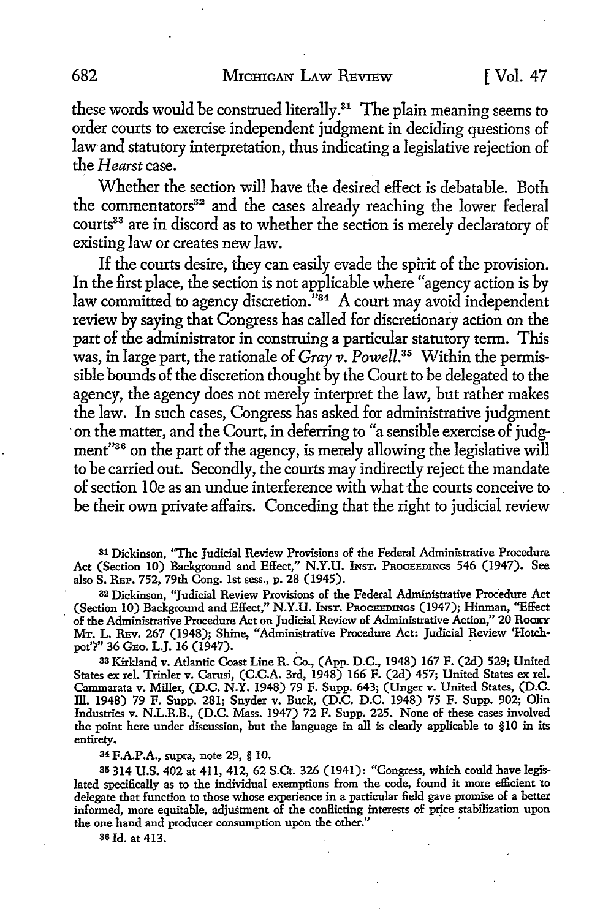these words would be construed literally.[31] The plain meaning seems to order courts to exercise independent judgment in deciding questions of law and statutory interpretation, thus indicating a legislative rejection of the *Hearst* case.

Whether the section will have the desired effect is debatable. Both the commentators[32] and the cases already reaching the lower federal courts[33] are in discord as to whether the section is merely declaratory of existing law or creates new law.

If the courts desire, they can easily evade the spirit of the provision. In the first place, the section is not applicable where "agency action is by law committed to agency discretion."[34] A court may avoid independent review by saying that Congress has called for discretionary action on the part of the administrator in construing a particular statutory term. This was, in large part, the rationale of *Gray v. Powell.*[35] Within the permissible bounds of the discretion thought by the Court to be delegated to the agency, the agency does not merely interpret the law, but rather makes the law. In such cases, Congress has asked for administrative judgment on the matter, and the Court, in deferring to "a sensible exercise of judgment"[36] on the part of the agency, is merely allowing the legislative will to be carried out. Secondly, the courts may indirectly reject the mandate of section 10e as an undue interference with what the courts conceive to be their own private affairs. Conceding that the right to judicial review

---

[31] Dickinson, "The Judicial Review Provisions of the Federal Administrative Procedure Act (Section 10) Background and Effect," N.Y.U. INST. PROCEEDINGS 546 (1947). See also S. REP. 752, 79th Cong. 1st sess., p. 28 (1945).

[32] Dickinson, "Judicial Review Provisions of the Federal Administrative Procedure Act (Section 10) Background and Effect," N.Y.U. INST. PROCEEDINGS (1947); Hinman, "Effect of the Administrative Procedure Act on Judicial Review of Administrative Action," 20 ROCKY MT. L. REV. 267 (1948); Shine, "Administrative Procedure Act: Judicial Review 'Hotchpot'?" 36 GEO. L.J. 16 (1947).

[33] Kirkland v. Atlantic Coast Line R. Co., (App. D.C., 1948) 167 F. (2d) 529; United States ex rel. Trinler v. Carusi, (C.C.A. 3rd, 1948) 166 F. (2d) 457; United States ex rel. Cammarata v. Miller, (D.C. N.Y. 1948) 79 F. Supp. 643; (Unger v. United States, (D.C. Ill. 1948) 79 F. Supp. 281; Snyder v. Buck, (D.C. D.C. 1948) 75 F. Supp. 902; Olin Industries v. N.L.R.B., (D.C. Mass. 1947) 72 F. Supp. 225. None of these cases involved the point here under discussion, but the language in all is clearly applicable to §10 in its entirety.

[34] F.A.P.A., supra, note 29, § 10.

[35] 314 U.S. 402 at 411, 412, 62 S.Ct. 326 (1941): "Congress, which could have legislated specifically as to the individual exemptions from the code, found it more efficient to delegate that function to those whose experience in a particular field gave promise of a better informed, more equitable, adjustment of the conflicting interests of price stabilization upon the one hand and producer consumption upon the other."

[36] Id. at 413.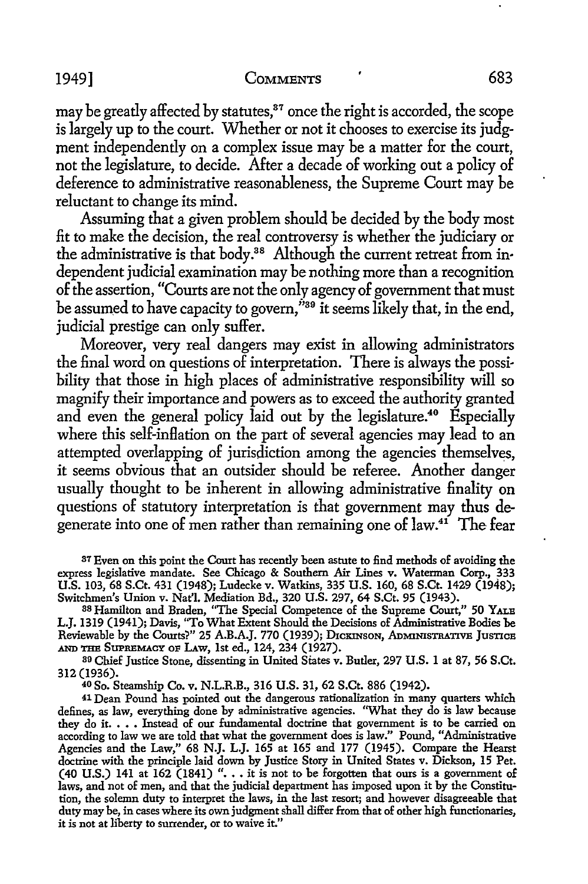may be greatly affected by statutes,[37] once the right is accorded, the scope is largely up to the court. Whether or not it chooses to exercise its judgment independently on a complex issue may be a matter for the court, not the legislature, to decide. After a decade of working out a policy of deference to administrative reasonableness, the Supreme Court may be reluctant to change its mind.

Assuming that a given problem should be decided by the body most fit to make the decision, the real controversy is whether the judiciary or the administrative is that body.[38] Although the current retreat from independent judicial examination may be nothing more than a recognition of the assertion, "Courts are not the only agency of government that must be assumed to have capacity to govern,"[39] it seems likely that, in the end, judicial prestige can only suffer.

Moreover, very real dangers may exist in allowing administrators the final word on questions of interpretation. There is always the possibility that those in high places of administrative responsibility will so magnify their importance and powers as to exceed the authority granted and even the general policy laid out by the legislature.[40] Especially where this self-inflation on the part of several agencies may lead to an attempted overlapping of jurisdiction among the agencies themselves, it seems obvious that an outsider should be referee. Another danger usually thought to be inherent in allowing administrative finality on questions of statutory interpretation is that government may thus degenerate into one of men rather than remaining one of law.[41] The fear

[37] Even on this point the Court has recently been astute to find methods of avoiding the express legislative mandate. See Chicago & Southern Air Lines v. Waterman Corp., 333 U.S. 103, 68 S.Ct. 431 (1948); Ludecke v. Watkins, 335 U.S. 160, 68 S.Ct. 1429 (1948); Switchmen's Union v. Nat'l. Mediation Bd., 320 U.S. 297, 64 S.Ct. 95 (1943).

[38] Hamilton and Braden, "The Special Competence of the Supreme Court," 50 Yale L.J. 1319 (1941); Davis, "To What Extent Should the Decisions of Administrative Bodies be Reviewable by the Courts?" 25 A.B.A.J. 770 (1939); Dickinson, Administrative Justice and the Supremacy of Law, 1st ed., 124, 234 (1927).

[39] Chief Justice Stone, dissenting in United States v. Butler, 297 U.S. 1 at 87, 56 S.Ct. 312 (1936).

[40] So. Steamship Co. v. N.L.R.B., 316 U.S. 31, 62 S.Ct. 886 (1942).

[41] Dean Pound has pointed out the dangerous rationalization in many quarters which defines, as law, everything done by administrative agencies. "What they do is law because they do it. . . . Instead of our fundamental doctrine that government is to be carried on according to law we are told that what the government does is law." Pound, "Administrative Agencies and the Law," 68 N.J. L.J. 165 at 165 and 177 (1945). Compare the Hearst doctrine with the principle laid down by Justice Story in United States v. Dickson, 15 Pet. (40 U.S.) 141 at 162 (1841) ". . . it is not to be forgotten that ours is a government of laws, and not of men, and that the judicial department has imposed upon it by the Constitution, the solemn duty to interpret the laws, in the last resort; and however disagreeable that duty may be, in cases where its own judgment shall differ from that of other high functionaries, it is not at liberty to surrender, or to waive it."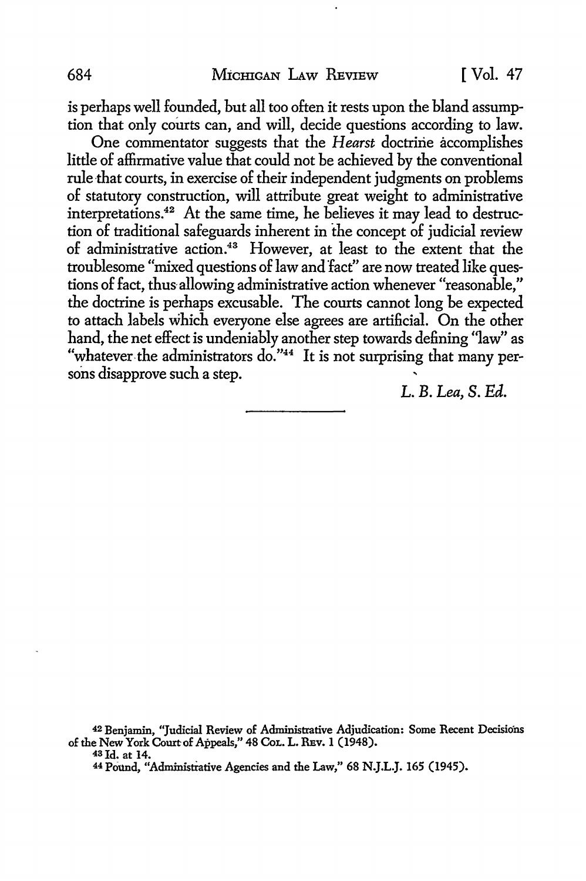is perhaps well founded, but all too often it rests upon the bland assumption that only courts can, and will, decide questions according to law.

One commentator suggests that the *Hearst* doctrine accomplishes little of affirmative value that could not be achieved by the conventional rule that courts, in exercise of their independent judgments on problems of statutory construction, will attribute great weight to administrative interpretations.[42] At the same time, he believes it may lead to destruction of traditional safeguards inherent in the concept of judicial review of administrative action.[43] However, at least to the extent that the troublesome "mixed questions of law and fact" are now treated like questions of fact, thus allowing administrative action whenever "reasonable," the doctrine is perhaps excusable. The courts cannot long be expected to attach labels which everyone else agrees are artificial. On the other hand, the net effect is undeniably another step towards defining "law" as "whatever the administrators do."[44] It is not surprising that many persons disapprove such a step.

*L. B. Lea, S. Ed.*

---

[42] Benjamin, "Judicial Review of Administrative Adjudication: Some Recent Decisions of the New York Court of Appeals," 48 COL. L. REV. 1 (1948).

[43] Id. at 14.

[44] Pound, "Administrative Agencies and the Law," 68 N.J.L.J. 165 (1945).